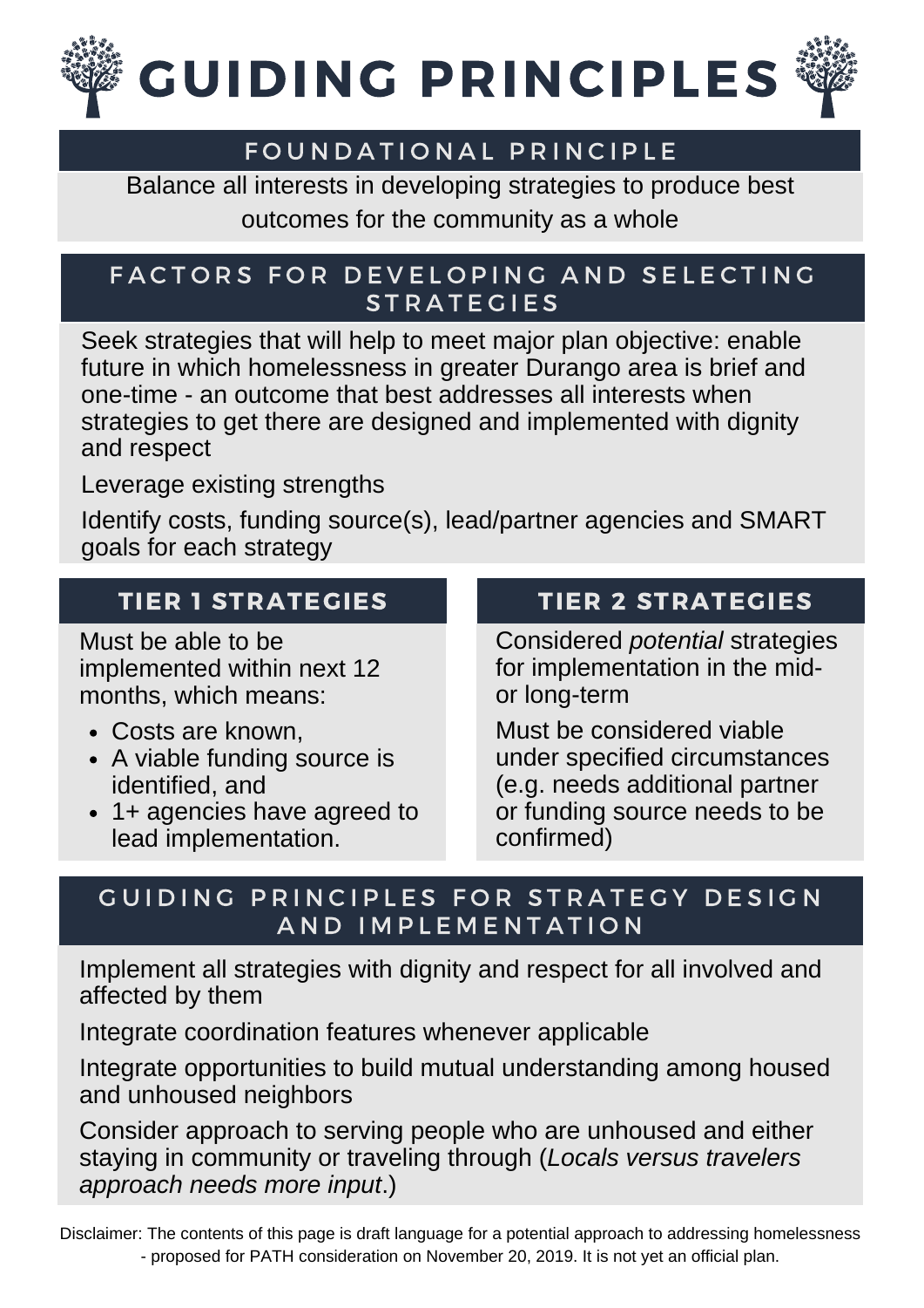# GUIDING PRINCIPLES

## FOUNDATIONAL PRINCIPLE

Balance all interests in developing strategies to produce best outcomes for the community as a whole

## FACTORS FOR DEVELOPING AND SELECTING STRATEGIES

Seek strategies that will help to meet major plan objective: enable future in which homelessness in greater Durango area is brief and one-time - an outcome that best addresses all interests when strategies to get there are designed and implemented with dignity and respect

Leverage existing strengths

Identify costs, funding source(s), lead/partner agencies and SMART goals for each strategy

## TIER 1 STRATEGIES

Must be able to be implemented within next 12 months, which means:

- Costs are known,
- A viable funding source is identified, and
- 1+ agencies have agreed to lead implementation.

## TIER 2 STRATEGIES

Considered *potential* strategies for implementation in the mid- or long-term

Must be considered viable under specified circumstances (e.g. needs additional partner or funding source needs to be confirmed)

## GUIDING PRINCIPLES FOR STRATEGY DESIGN AND IMPLEMENTATION

Implement all strategies with dignity and respect for all involved and affected by them

Integrate coordination features whenever applicable

Integrate opportunities to build mutual understanding among housed and unhoused neighbors

Consider approach to serving people who are unhoused and either staying in community or traveling through (*Locals versus travelers approach needs more input*.)

Disclaimer: The contents of this page is draft language for a potential approach to addressing homelessness - proposed for PATH consideration on November 20, 2019. It is not yet an official plan.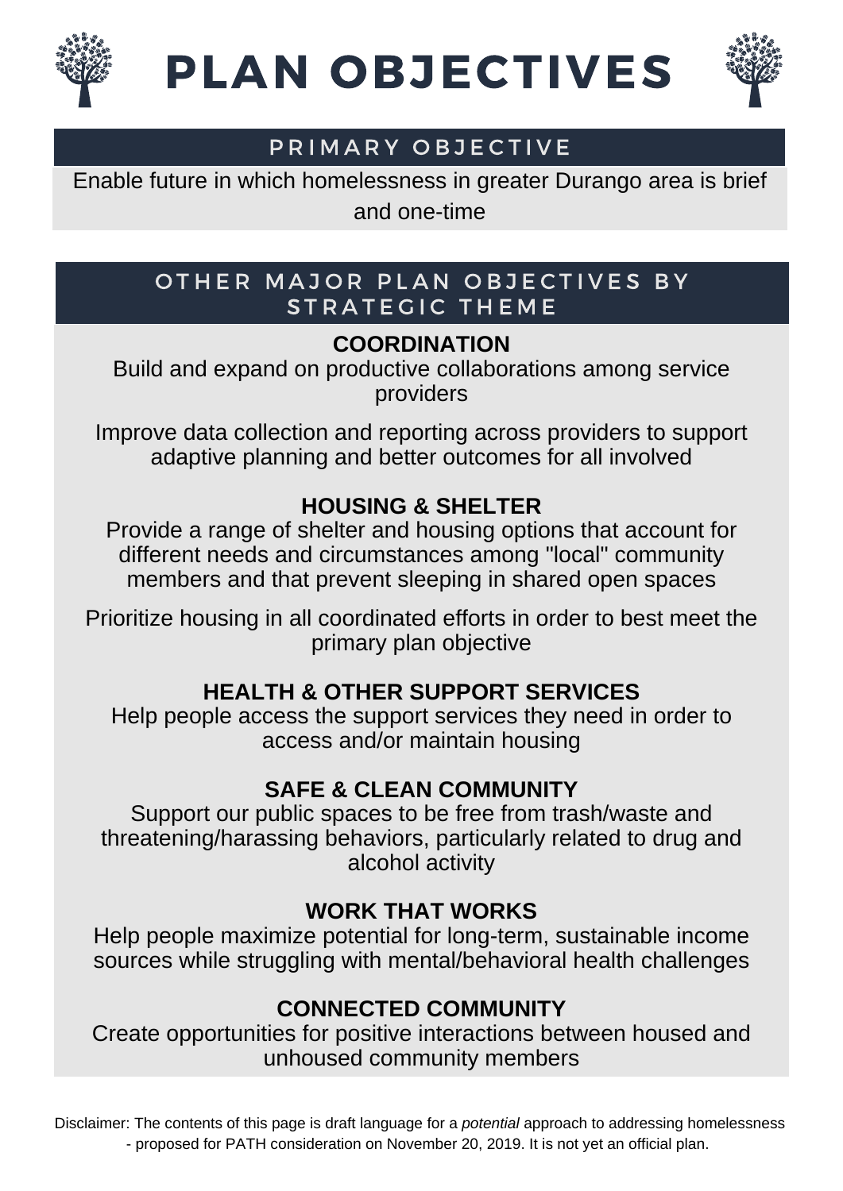# PLAN OBJECTIVES

## PRIMARY OBJECTIVE

Enable future in which homelessness in greater Durango area is brief and one-time

## OTHER MAJOR PLAN OBJECTIVES BY STRATEGIC THEME

### COORDINATION

Build and expand on productive collaborations among service providers

Improve data collection and reporting across providers to support adaptive planning and better outcomes for all involved

### HOUSING & SHELTER

Provide a range of shelter and housing options that account for different needs and circumstances among "local" community members and that prevent sleeping in shared open spaces

Prioritize housing in all coordinated efforts in order to best meet the primary plan objective

### HEALTH & OTHER SUPPORT SERVICES

Help people access the support services they need in order to access and/or maintain housing

### SAFE & CLEAN COMMUNITY

Support our public spaces to be free from trash/waste and threatening/harassing behaviors, particularly related to drug and alcohol activity

### WORK THAT WORKS

Help people maximize potential for long-term, sustainable income sources while struggling with mental/behavioral health challenges

### CONNECTED COMMUNITY

Create opportunities for positive interactions between housed and unhoused community members

Disclaimer: The contents of this page is draft language for a *potential* approach to addressing homelessness - proposed for PATH consideration on November 20, 2019. It is not yet an official plan.